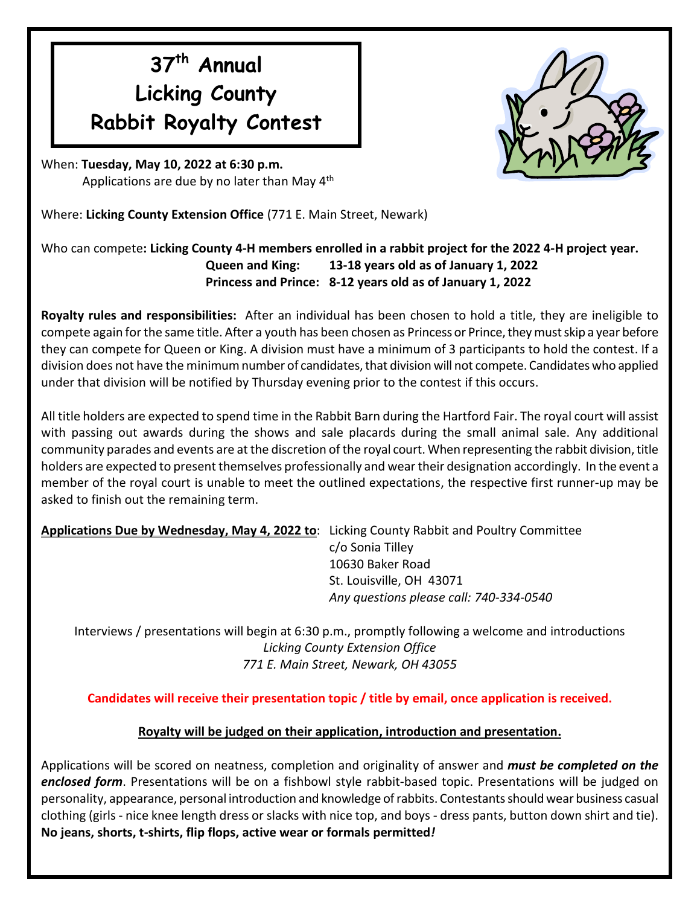# 37th Annual Licking County Rabbit Royalty Contest

When: **Tuesday, May 10, 2022 at 6:30 p.m.**
Applications are due by no later than May 4th

Where: **Licking County Extension Office** (771 E. Main Street, Newark)

Who can compete**: Licking County 4-H members enrolled in a rabbit project for the 2022 4-H project year.**

**Queen and King: 13-18 years old as of January 1, 2022**
**Princess and Prince: 8-12 years old as of January 1, 2022**

**Royalty rules and responsibilities:** After an individual has been chosen to hold a title, they are ineligible to compete again for the same title. After a youth has been chosen as Princess or Prince, they must skip a year before they can compete for Queen or King. A division must have a minimum of 3 participants to hold the contest. If a division does not have the minimum number of candidates, that division will not compete. Candidates who applied under that division will be notified by Thursday evening prior to the contest if this occurs.

All title holders are expected to spend time in the Rabbit Barn during the Hartford Fair. The royal court will assist with passing out awards during the shows and sale placards during the small animal sale. Any additional community parades and events are at the discretion of the royal court. When representing the rabbit division, title holders are expected to present themselves professionally and wear their designation accordingly. In the event a member of the royal court is unable to meet the outlined expectations, the respective first runner-up may be asked to finish out the remaining term.

**Applications Due by Wednesday, May 4, 2022 to**: Licking County Rabbit and Poultry Committee
c/o Sonia Tilley
10630 Baker Road
St. Louisville, OH 43071
*Any questions please call: 740-334-0540*

Interviews / presentations will begin at 6:30 p.m., promptly following a welcome and introductions
*Licking County Extension Office*
*771 E. Main Street, Newark, OH 43055*

**Candidates will receive their presentation topic / title by email, once application is received.**

**Royalty will be judged on their application, introduction and presentation.**

Applications will be scored on neatness, completion and originality of answer and ***must be completed on the enclosed form***. Presentations will be on a fishbowl style rabbit-based topic. Presentations will be judged on personality, appearance, personal introduction and knowledge of rabbits. Contestants should wear business casual clothing (girls - nice knee length dress or slacks with nice top, and boys - dress pants, button down shirt and tie). **No jeans, shorts, t-shirts, flip flops, active wear or formals permitted*!***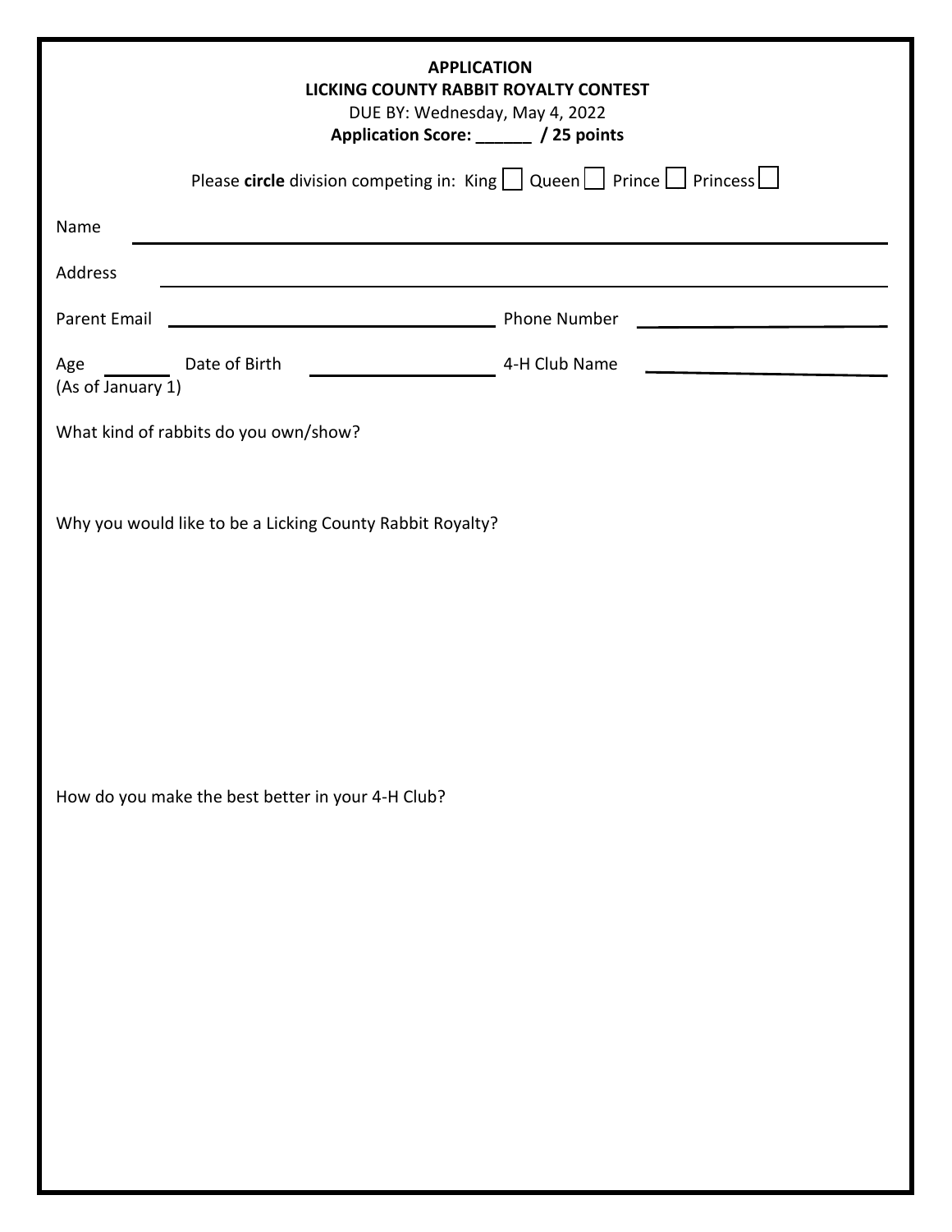**APPLICATION**
**LICKING COUNTY RABBIT ROYALTY CONTEST**
DUE BY: Wednesday, May 4, 2022
**Application Score: ______ / 25 points**

Please **circle** division competing in: King ☐ Queen ☐ Prince ☐ Princess ☐

Name ________________________________________________________________

Address ______________________________________________________________

Parent Email ______________________________ Phone Number ______________________

Age ________ Date of Birth ________________ 4-H Club Name ______________________
(As of January 1)

What kind of rabbits do you own/show?

Why you would like to be a Licking County Rabbit Royalty?

How do you make the best better in your 4-H Club?